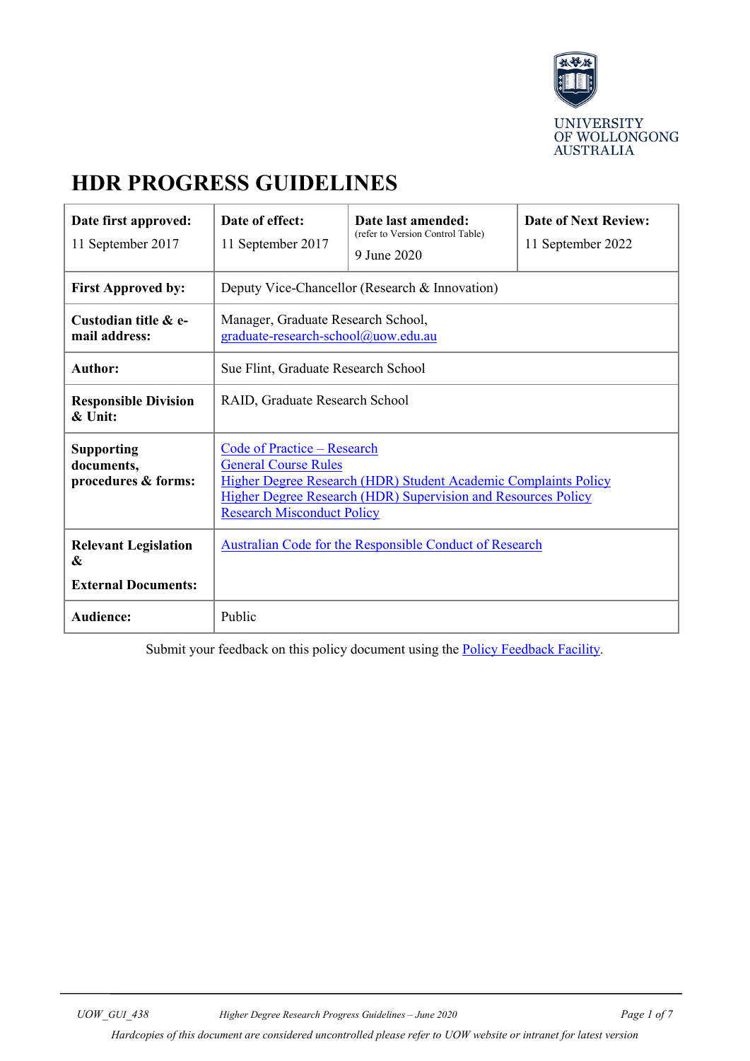UNIVERSITY OF WOLLONGONG AUSTRALIA

# HDR PROGRESS GUIDELINES

| | | | |
|---|---|---|---|
| **Date first approved:** 11 September 2017 | **Date of effect:** 11 September 2017 | **Date last amended:** (refer to Version Control Table) 9 June 2020 | **Date of Next Review:** 11 September 2022 |
| **First Approved by:** | Deputy Vice-Chancellor (Research & Innovation) | | |
| **Custodian title & e-mail address:** | Manager, Graduate Research School, graduate-research-school@uow.edu.au | | |
| **Author:** | Sue Flint, Graduate Research School | | |
| **Responsible Division & Unit:** | RAID, Graduate Research School | | |
| **Supporting documents, procedures & forms:** | Code of Practice – Research<br>General Course Rules<br>Higher Degree Research (HDR) Student Academic Complaints Policy<br>Higher Degree Research (HDR) Supervision and Resources Policy<br>Research Misconduct Policy | | |
| **Relevant Legislation & External Documents:** | Australian Code for the Responsible Conduct of Research | | |
| **Audience:** | Public | | |

Submit your feedback on this policy document using the Policy Feedback Facility.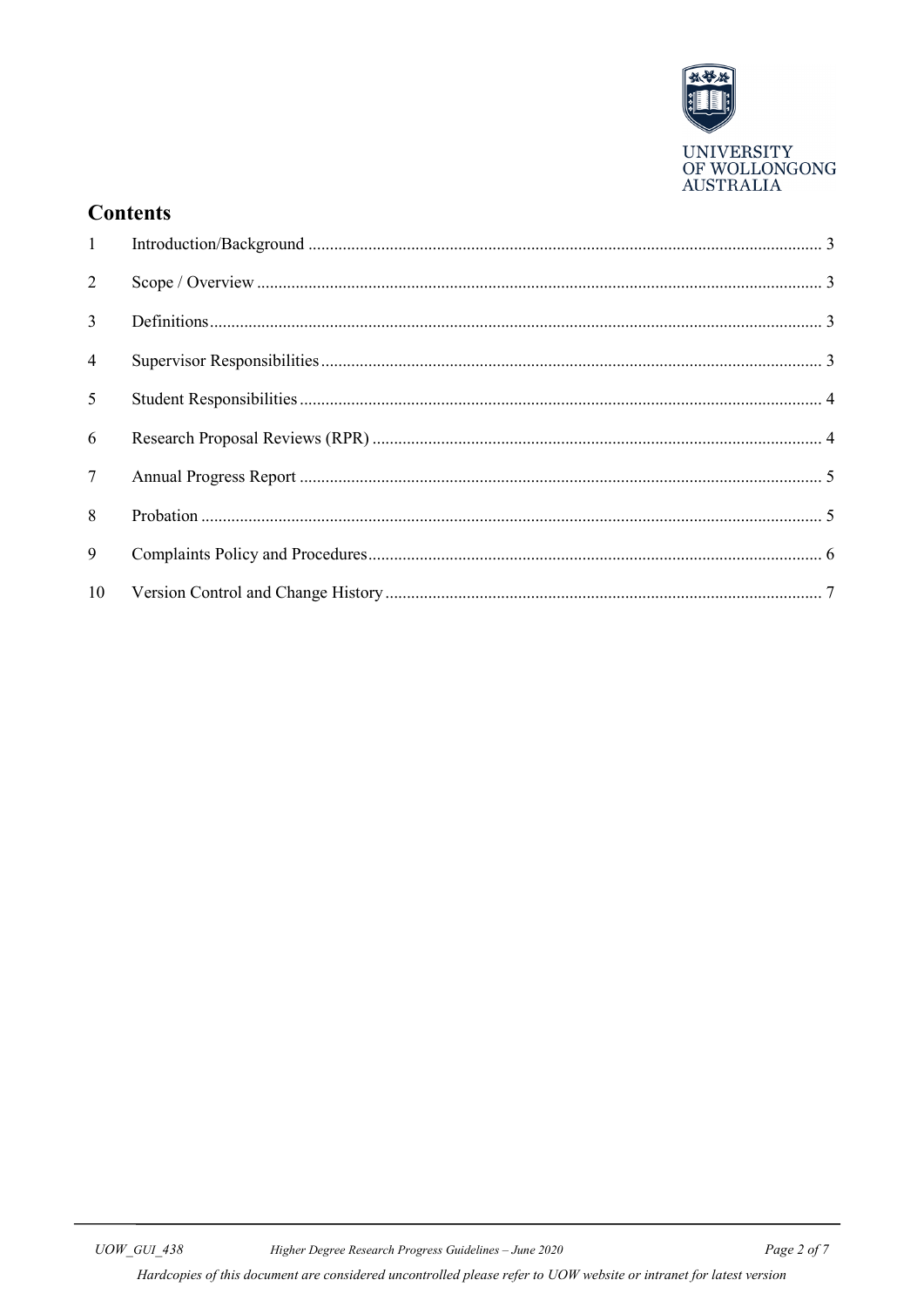## Contents

| | | |
|---|---|---|
| 1 | Introduction/Background | 3 |
| 2 | Scope / Overview | 3 |
| 3 | Definitions | 3 |
| 4 | Supervisor Responsibilities | 3 |
| 5 | Student Responsibilities | 4 |
| 6 | Research Proposal Reviews (RPR) | 4 |
| 7 | Annual Progress Report | 5 |
| 8 | Probation | 5 |
| 9 | Complaints Policy and Procedures | 6 |
| 10 | Version Control and Change History | 7 |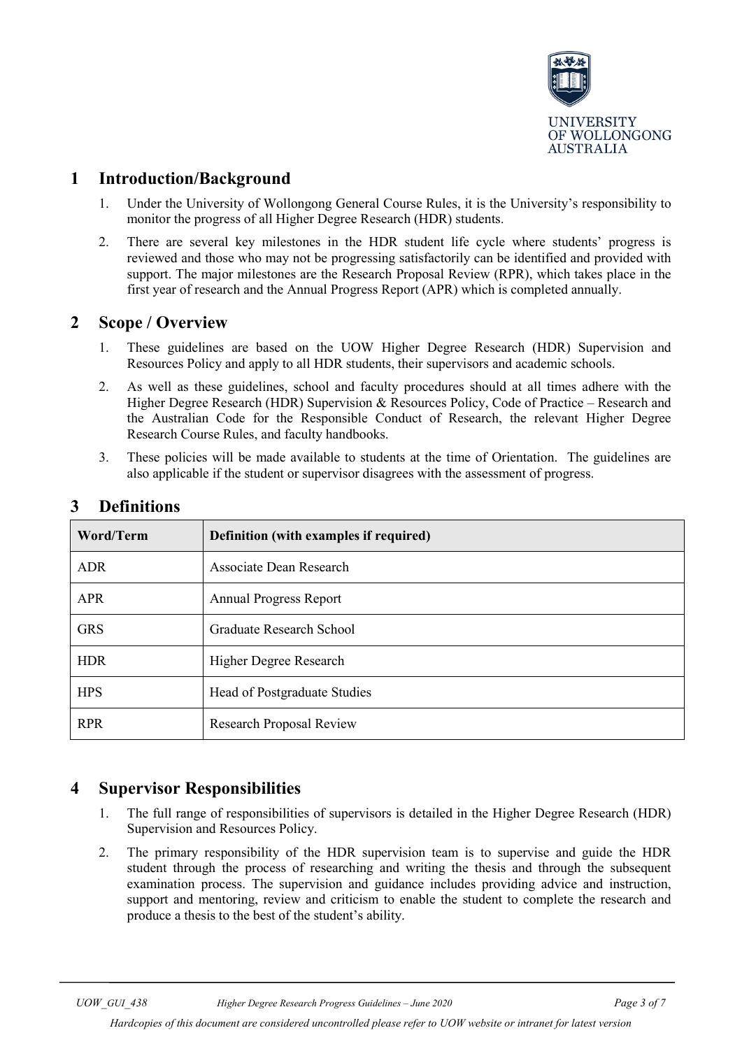## 1 Introduction/Background

1. Under the University of Wollongong General Course Rules, it is the University's responsibility to monitor the progress of all Higher Degree Research (HDR) students.
2. There are several key milestones in the HDR student life cycle where students' progress is reviewed and those who may not be progressing satisfactorily can be identified and provided with support. The major milestones are the Research Proposal Review (RPR), which takes place in the first year of research and the Annual Progress Report (APR) which is completed annually.

## 2 Scope / Overview

1. These guidelines are based on the UOW Higher Degree Research (HDR) Supervision and Resources Policy and apply to all HDR students, their supervisors and academic schools.
2. As well as these guidelines, school and faculty procedures should at all times adhere with the Higher Degree Research (HDR) Supervision & Resources Policy, Code of Practice – Research and the Australian Code for the Responsible Conduct of Research, the relevant Higher Degree Research Course Rules, and faculty handbooks.
3. These policies will be made available to students at the time of Orientation. The guidelines are also applicable if the student or supervisor disagrees with the assessment of progress.

## 3 Definitions

| Word/Term | Definition (with examples if required) |
|---|---|
| ADR | Associate Dean Research |
| APR | Annual Progress Report |
| GRS | Graduate Research School |
| HDR | Higher Degree Research |
| HPS | Head of Postgraduate Studies |
| RPR | Research Proposal Review |

## 4 Supervisor Responsibilities

1. The full range of responsibilities of supervisors is detailed in the Higher Degree Research (HDR) Supervision and Resources Policy.
2. The primary responsibility of the HDR supervision team is to supervise and guide the HDR student through the process of researching and writing the thesis and through the subsequent examination process. The supervision and guidance includes providing advice and instruction, support and mentoring, review and criticism to enable the student to complete the research and produce a thesis to the best of the student's ability.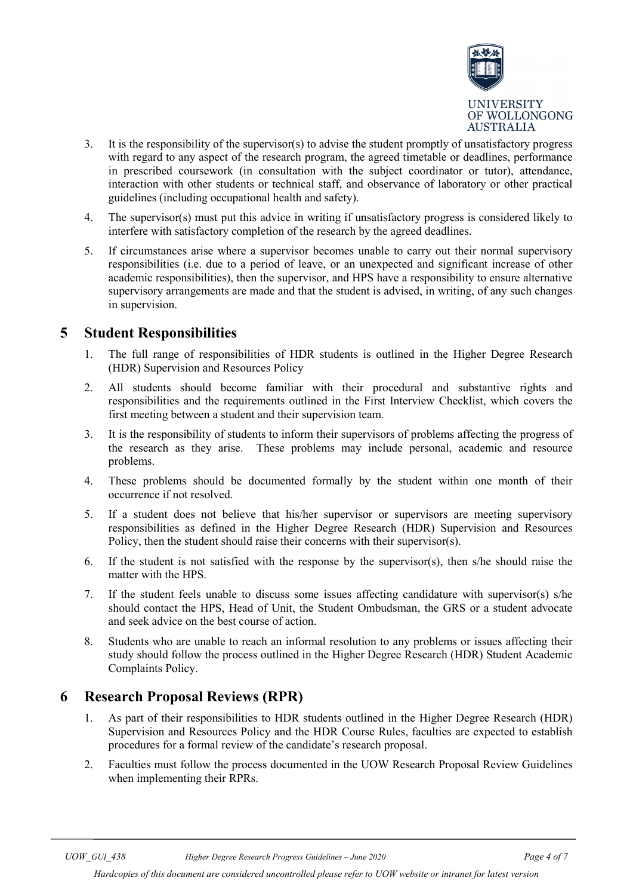3. It is the responsibility of the supervisor(s) to advise the student promptly of unsatisfactory progress with regard to any aspect of the research program, the agreed timetable or deadlines, performance in prescribed coursework (in consultation with the subject coordinator or tutor), attendance, interaction with other students or technical staff, and observance of laboratory or other practical guidelines (including occupational health and safety).
4. The supervisor(s) must put this advice in writing if unsatisfactory progress is considered likely to interfere with satisfactory completion of the research by the agreed deadlines.
5. If circumstances arise where a supervisor becomes unable to carry out their normal supervisory responsibilities (i.e. due to a period of leave, or an unexpected and significant increase of other academic responsibilities), then the supervisor, and HPS have a responsibility to ensure alternative supervisory arrangements are made and that the student is advised, in writing, of any such changes in supervision.

## 5 Student Responsibilities

1. The full range of responsibilities of HDR students is outlined in the Higher Degree Research (HDR) Supervision and Resources Policy
2. All students should become familiar with their procedural and substantive rights and responsibilities and the requirements outlined in the First Interview Checklist, which covers the first meeting between a student and their supervision team.
3. It is the responsibility of students to inform their supervisors of problems affecting the progress of the research as they arise. These problems may include personal, academic and resource problems.
4. These problems should be documented formally by the student within one month of their occurrence if not resolved.
5. If a student does not believe that his/her supervisor or supervisors are meeting supervisory responsibilities as defined in the Higher Degree Research (HDR) Supervision and Resources Policy, then the student should raise their concerns with their supervisor(s).
6. If the student is not satisfied with the response by the supervisor(s), then s/he should raise the matter with the HPS.
7. If the student feels unable to discuss some issues affecting candidature with supervisor(s) s/he should contact the HPS, Head of Unit, the Student Ombudsman, the GRS or a student advocate and seek advice on the best course of action.
8. Students who are unable to reach an informal resolution to any problems or issues affecting their study should follow the process outlined in the Higher Degree Research (HDR) Student Academic Complaints Policy.

## 6 Research Proposal Reviews (RPR)

1. As part of their responsibilities to HDR students outlined in the Higher Degree Research (HDR) Supervision and Resources Policy and the HDR Course Rules, faculties are expected to establish procedures for a formal review of the candidate's research proposal.
2. Faculties must follow the process documented in the UOW Research Proposal Review Guidelines when implementing their RPRs.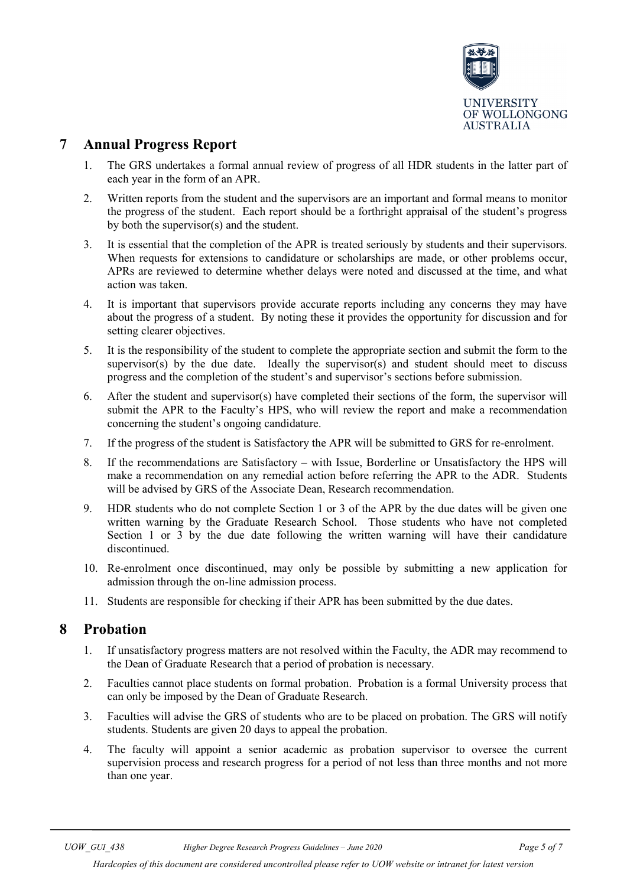## 7 Annual Progress Report

1. The GRS undertakes a formal annual review of progress of all HDR students in the latter part of each year in the form of an APR.
2. Written reports from the student and the supervisors are an important and formal means to monitor the progress of the student. Each report should be a forthright appraisal of the student's progress by both the supervisor(s) and the student.
3. It is essential that the completion of the APR is treated seriously by students and their supervisors. When requests for extensions to candidature or scholarships are made, or other problems occur, APRs are reviewed to determine whether delays were noted and discussed at the time, and what action was taken.
4. It is important that supervisors provide accurate reports including any concerns they may have about the progress of a student. By noting these it provides the opportunity for discussion and for setting clearer objectives.
5. It is the responsibility of the student to complete the appropriate section and submit the form to the supervisor(s) by the due date. Ideally the supervisor(s) and student should meet to discuss progress and the completion of the student's and supervisor's sections before submission.
6. After the student and supervisor(s) have completed their sections of the form, the supervisor will submit the APR to the Faculty's HPS, who will review the report and make a recommendation concerning the student's ongoing candidature.
7. If the progress of the student is Satisfactory the APR will be submitted to GRS for re-enrolment.
8. If the recommendations are Satisfactory – with Issue, Borderline or Unsatisfactory the HPS will make a recommendation on any remedial action before referring the APR to the ADR. Students will be advised by GRS of the Associate Dean, Research recommendation.
9. HDR students who do not complete Section 1 or 3 of the APR by the due dates will be given one written warning by the Graduate Research School. Those students who have not completed Section 1 or 3 by the due date following the written warning will have their candidature discontinued.
10. Re-enrolment once discontinued, may only be possible by submitting a new application for admission through the on-line admission process.
11. Students are responsible for checking if their APR has been submitted by the due dates.

## 8 Probation

1. If unsatisfactory progress matters are not resolved within the Faculty, the ADR may recommend to the Dean of Graduate Research that a period of probation is necessary.
2. Faculties cannot place students on formal probation. Probation is a formal University process that can only be imposed by the Dean of Graduate Research.
3. Faculties will advise the GRS of students who are to be placed on probation. The GRS will notify students. Students are given 20 days to appeal the probation.
4. The faculty will appoint a senior academic as probation supervisor to oversee the current supervision process and research progress for a period of not less than three months and not more than one year.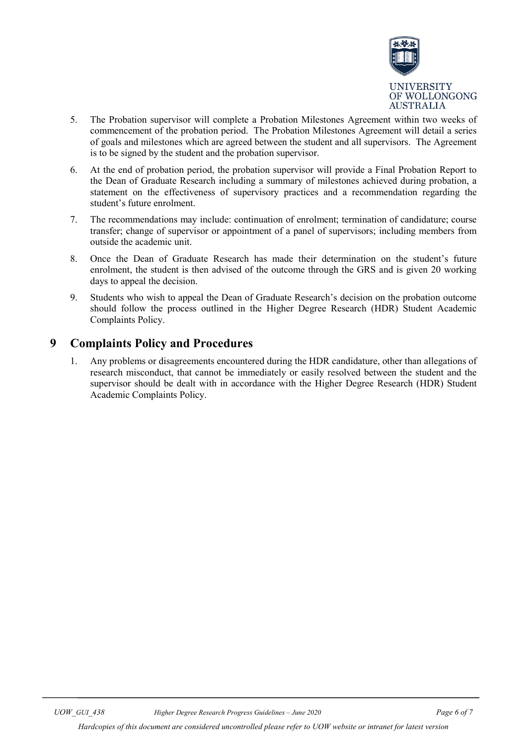5. The Probation supervisor will complete a Probation Milestones Agreement within two weeks of commencement of the probation period. The Probation Milestones Agreement will detail a series of goals and milestones which are agreed between the student and all supervisors. The Agreement is to be signed by the student and the probation supervisor.
6. At the end of probation period, the probation supervisor will provide a Final Probation Report to the Dean of Graduate Research including a summary of milestones achieved during probation, a statement on the effectiveness of supervisory practices and a recommendation regarding the student's future enrolment.
7. The recommendations may include: continuation of enrolment; termination of candidature; course transfer; change of supervisor or appointment of a panel of supervisors; including members from outside the academic unit.
8. Once the Dean of Graduate Research has made their determination on the student's future enrolment, the student is then advised of the outcome through the GRS and is given 20 working days to appeal the decision.
9. Students who wish to appeal the Dean of Graduate Research's decision on the probation outcome should follow the process outlined in the Higher Degree Research (HDR) Student Academic Complaints Policy.

# 9 Complaints Policy and Procedures

1. Any problems or disagreements encountered during the HDR candidature, other than allegations of research misconduct, that cannot be immediately or easily resolved between the student and the supervisor should be dealt with in accordance with the Higher Degree Research (HDR) Student Academic Complaints Policy.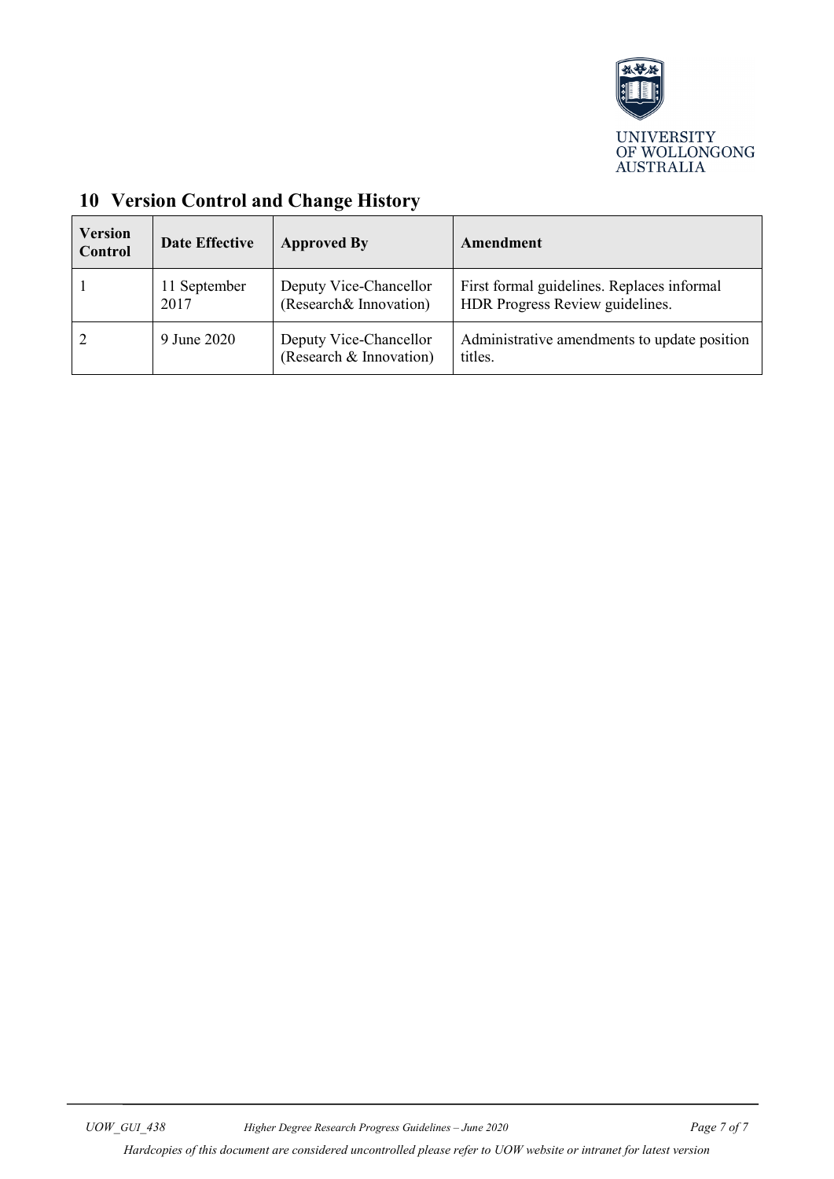## 10 Version Control and Change History

| Version Control | Date Effective | Approved By | Amendment |
|---|---|---|---|
| 1 | 11 September 2017 | Deputy Vice-Chancellor (Research& Innovation) | First formal guidelines. Replaces informal HDR Progress Review guidelines. |
| 2 | 9 June 2020 | Deputy Vice-Chancellor (Research & Innovation) | Administrative amendments to update position titles. |